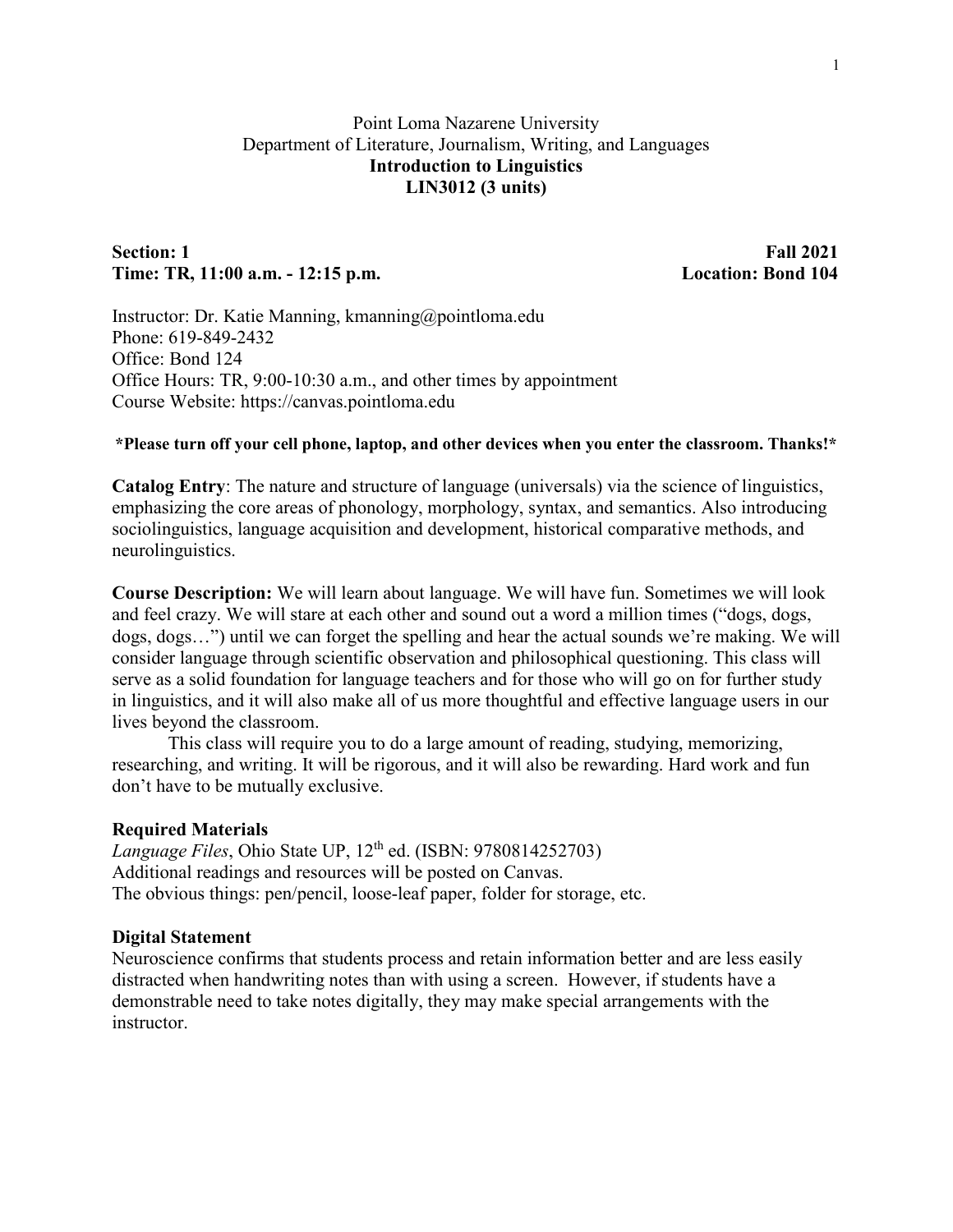Point Loma Nazarene University
Department of Literature, Journalism, Writing, and Languages

# Introduction to Linguistics
# LIN3012 (3 units)

**Section: 1** **Fall 2021**
**Time: TR, 11:00 a.m. - 12:15 p.m.** **Location: Bond 104**

Instructor: Dr. Katie Manning, kmanning@pointloma.edu
Phone: 619-849-2432
Office: Bond 124
Office Hours: TR, 9:00-10:30 a.m., and other times by appointment
Course Website: https://canvas.pointloma.edu

**\*Please turn off your cell phone, laptop, and other devices when you enter the classroom. Thanks!\***

**Catalog Entry**: The nature and structure of language (universals) via the science of linguistics, emphasizing the core areas of phonology, morphology, syntax, and semantics. Also introducing sociolinguistics, language acquisition and development, historical comparative methods, and neurolinguistics.

**Course Description:** We will learn about language. We will have fun. Sometimes we will look and feel crazy. We will stare at each other and sound out a word a million times ("dogs, dogs, dogs, dogs…") until we can forget the spelling and hear the actual sounds we're making. We will consider language through scientific observation and philosophical questioning. This class will serve as a solid foundation for language teachers and for those who will go on for further study in linguistics, and it will also make all of us more thoughtful and effective language users in our lives beyond the classroom.

This class will require you to do a large amount of reading, studying, memorizing, researching, and writing. It will be rigorous, and it will also be rewarding. Hard work and fun don't have to be mutually exclusive.

### Required Materials

*Language Files*, Ohio State UP, 12th ed. (ISBN: 9780814252703)
Additional readings and resources will be posted on Canvas.
The obvious things: pen/pencil, loose-leaf paper, folder for storage, etc.

### Digital Statement

Neuroscience confirms that students process and retain information better and are less easily distracted when handwriting notes than with using a screen. However, if students have a demonstrable need to take notes digitally, they may make special arrangements with the instructor.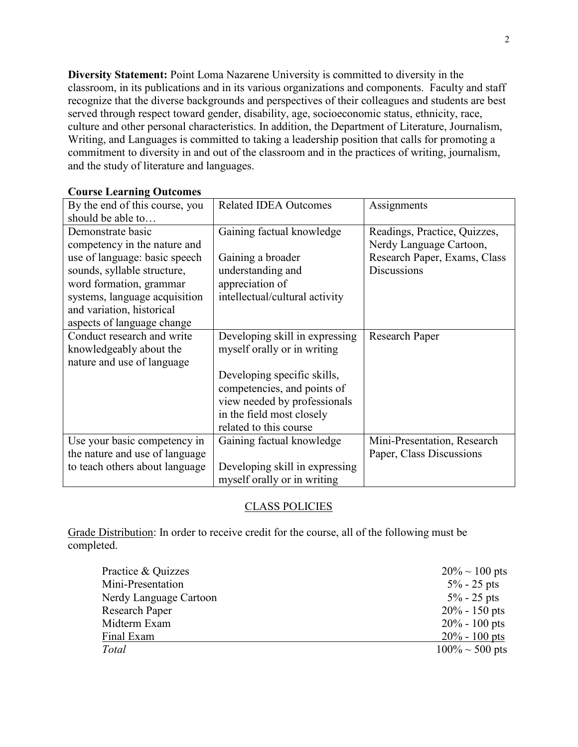**Diversity Statement:** Point Loma Nazarene University is committed to diversity in the classroom, in its publications and in its various organizations and components. Faculty and staff recognize that the diverse backgrounds and perspectives of their colleagues and students are best served through respect toward gender, disability, age, socioeconomic status, ethnicity, race, culture and other personal characteristics. In addition, the Department of Literature, Journalism, Writing, and Languages is committed to taking a leadership position that calls for promoting a commitment to diversity in and out of the classroom and in the practices of writing, journalism, and the study of literature and languages.

**Course Learning Outcomes**

| By the end of this course, you should be able to… | Related IDEA Outcomes | Assignments |
|---|---|---|
| Demonstrate basic competency in the nature and use of language: basic speech sounds, syllable structure, word formation, grammar systems, language acquisition and variation, historical aspects of language change | Gaining factual knowledge<br><br>Gaining a broader understanding and appreciation of intellectual/cultural activity | Readings, Practice, Quizzes, Nerdy Language Cartoon, Research Paper, Exams, Class Discussions |
| Conduct research and write knowledgeably about the nature and use of language | Developing skill in expressing myself orally or in writing<br><br>Developing specific skills, competencies, and points of view needed by professionals in the field most closely related to this course | Research Paper |
| Use your basic competency in the nature and use of language to teach others about language | Gaining factual knowledge<br><br>Developing skill in expressing myself orally or in writing | Mini-Presentation, Research Paper, Class Discussions |

## CLASS POLICIES

Grade Distribution: In order to receive credit for the course, all of the following must be completed.

| | |
|---|---|
| Practice & Quizzes | 20% ~ 100 pts |
| Mini-Presentation | 5% - 25 pts |
| Nerdy Language Cartoon | 5% - 25 pts |
| Research Paper | 20% - 150 pts |
| Midterm Exam | 20% - 100 pts |
| Final Exam | 20% - 100 pts |
| *Total* | 100% ~ 500 pts |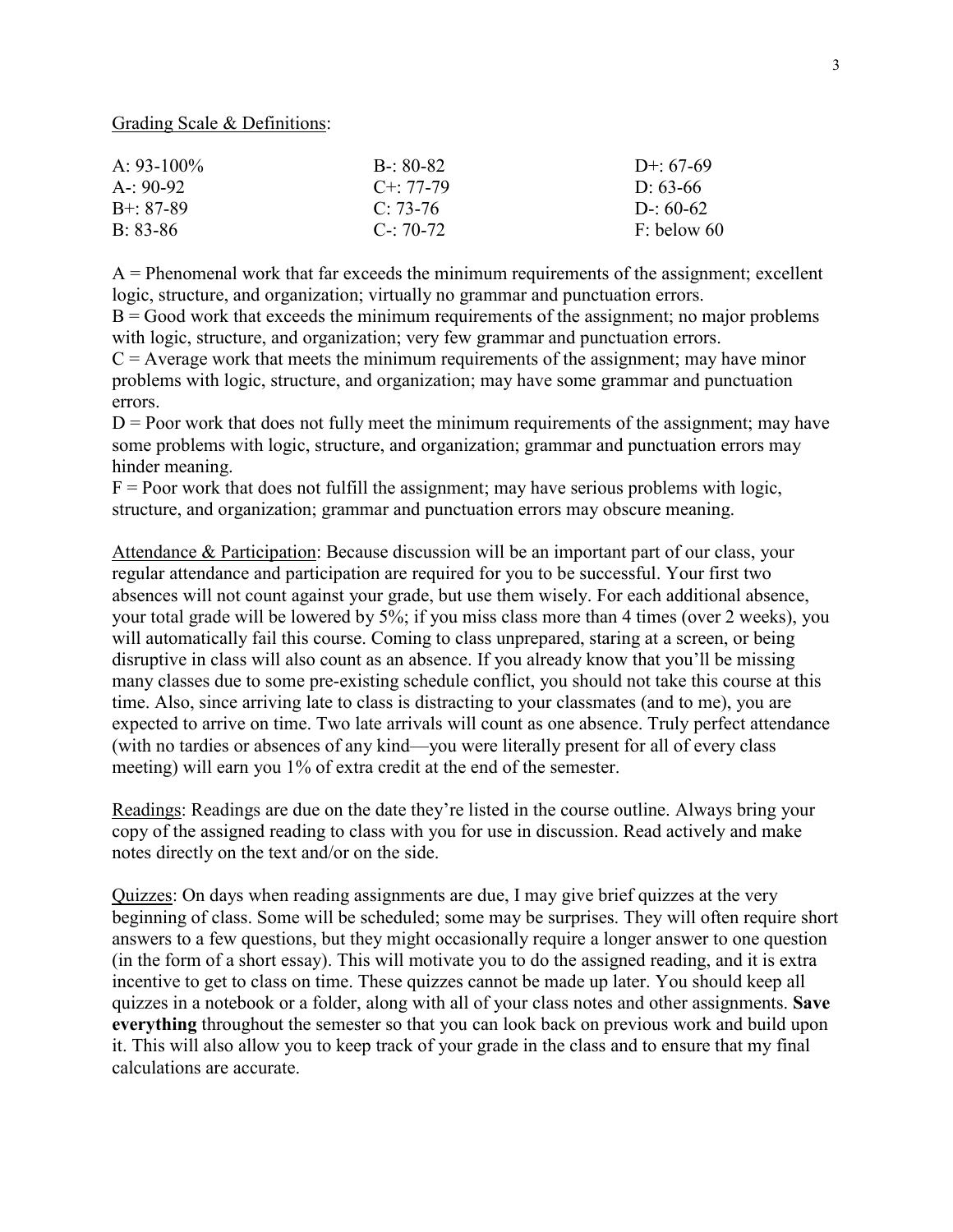Grading Scale & Definitions:

| | | |
|---|---|---|
| A: 93-100% | B-: 80-82 | D+: 67-69 |
| A-: 90-92 | C+: 77-79 | D: 63-66 |
| B+: 87-89 | C: 73-76 | D-: 60-62 |
| B: 83-86 | C-: 70-72 | F: below 60 |

A = Phenomenal work that far exceeds the minimum requirements of the assignment; excellent logic, structure, and organization; virtually no grammar and punctuation errors.
B = Good work that exceeds the minimum requirements of the assignment; no major problems with logic, structure, and organization; very few grammar and punctuation errors.
C = Average work that meets the minimum requirements of the assignment; may have minor problems with logic, structure, and organization; may have some grammar and punctuation errors.
D = Poor work that does not fully meet the minimum requirements of the assignment; may have some problems with logic, structure, and organization; grammar and punctuation errors may hinder meaning.
F = Poor work that does not fulfill the assignment; may have serious problems with logic, structure, and organization; grammar and punctuation errors may obscure meaning.

Attendance & Participation: Because discussion will be an important part of our class, your regular attendance and participation are required for you to be successful. Your first two absences will not count against your grade, but use them wisely. For each additional absence, your total grade will be lowered by 5%; if you miss class more than 4 times (over 2 weeks), you will automatically fail this course. Coming to class unprepared, staring at a screen, or being disruptive in class will also count as an absence. If you already know that you'll be missing many classes due to some pre-existing schedule conflict, you should not take this course at this time. Also, since arriving late to class is distracting to your classmates (and to me), you are expected to arrive on time. Two late arrivals will count as one absence. Truly perfect attendance (with no tardies or absences of any kind—you were literally present for all of every class meeting) will earn you 1% of extra credit at the end of the semester.

Readings: Readings are due on the date they're listed in the course outline. Always bring your copy of the assigned reading to class with you for use in discussion. Read actively and make notes directly on the text and/or on the side.

Quizzes: On days when reading assignments are due, I may give brief quizzes at the very beginning of class. Some will be scheduled; some may be surprises. They will often require short answers to a few questions, but they might occasionally require a longer answer to one question (in the form of a short essay). This will motivate you to do the assigned reading, and it is extra incentive to get to class on time. These quizzes cannot be made up later. You should keep all quizzes in a notebook or a folder, along with all of your class notes and other assignments. **Save everything** throughout the semester so that you can look back on previous work and build upon it. This will also allow you to keep track of your grade in the class and to ensure that my final calculations are accurate.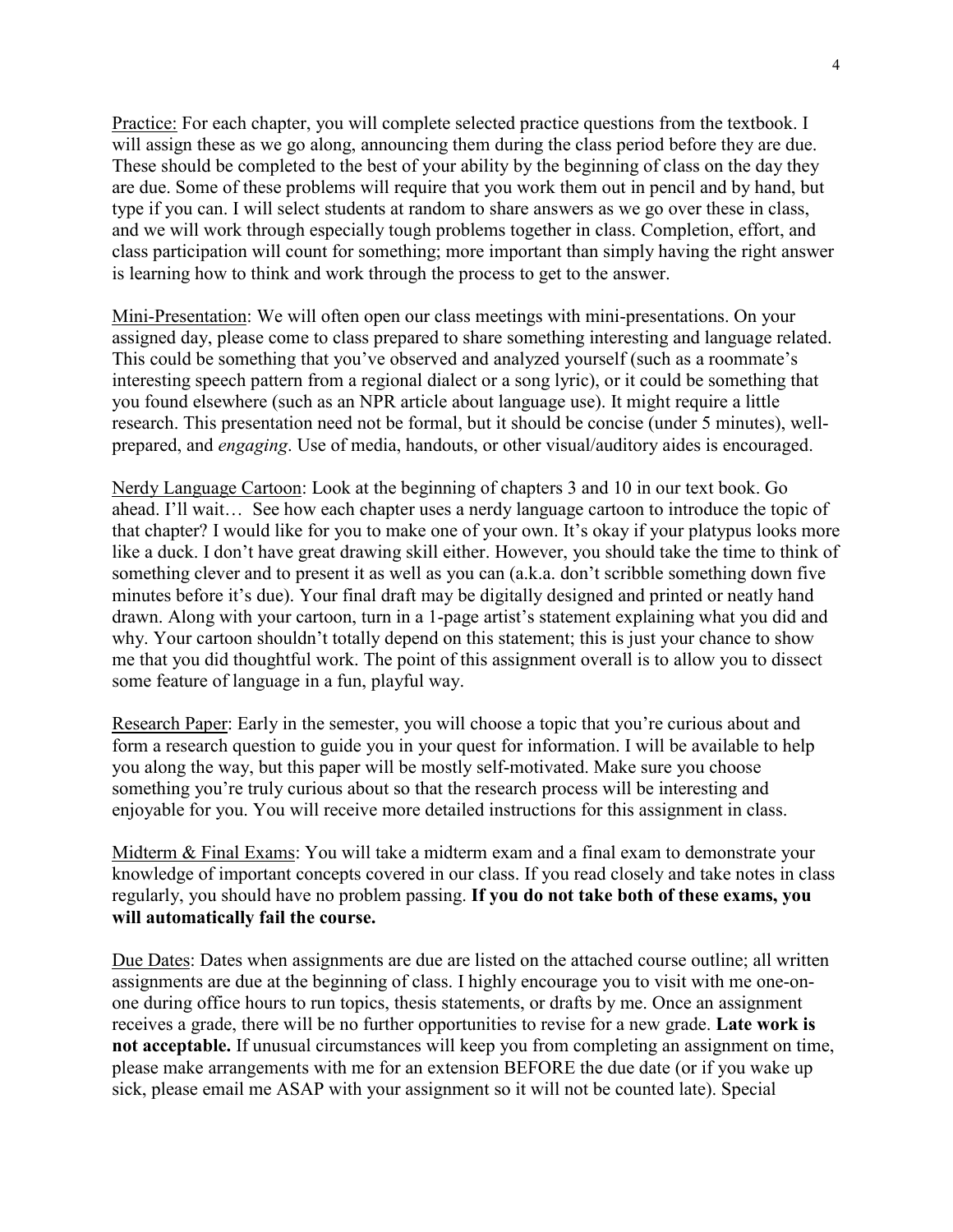Practice: For each chapter, you will complete selected practice questions from the textbook. I will assign these as we go along, announcing them during the class period before they are due. These should be completed to the best of your ability by the beginning of class on the day they are due. Some of these problems will require that you work them out in pencil and by hand, but type if you can. I will select students at random to share answers as we go over these in class, and we will work through especially tough problems together in class. Completion, effort, and class participation will count for something; more important than simply having the right answer is learning how to think and work through the process to get to the answer.

Mini-Presentation: We will often open our class meetings with mini-presentations. On your assigned day, please come to class prepared to share something interesting and language related. This could be something that you've observed and analyzed yourself (such as a roommate's interesting speech pattern from a regional dialect or a song lyric), or it could be something that you found elsewhere (such as an NPR article about language use). It might require a little research. This presentation need not be formal, but it should be concise (under 5 minutes), well-prepared, and *engaging*. Use of media, handouts, or other visual/auditory aides is encouraged.

Nerdy Language Cartoon: Look at the beginning of chapters 3 and 10 in our text book. Go ahead. I'll wait… See how each chapter uses a nerdy language cartoon to introduce the topic of that chapter? I would like for you to make one of your own. It's okay if your platypus looks more like a duck. I don't have great drawing skill either. However, you should take the time to think of something clever and to present it as well as you can (a.k.a. don't scribble something down five minutes before it's due). Your final draft may be digitally designed and printed or neatly hand drawn. Along with your cartoon, turn in a 1-page artist's statement explaining what you did and why. Your cartoon shouldn't totally depend on this statement; this is just your chance to show me that you did thoughtful work. The point of this assignment overall is to allow you to dissect some feature of language in a fun, playful way.

Research Paper: Early in the semester, you will choose a topic that you're curious about and form a research question to guide you in your quest for information. I will be available to help you along the way, but this paper will be mostly self-motivated. Make sure you choose something you're truly curious about so that the research process will be interesting and enjoyable for you. You will receive more detailed instructions for this assignment in class.

Midterm & Final Exams: You will take a midterm exam and a final exam to demonstrate your knowledge of important concepts covered in our class. If you read closely and take notes in class regularly, you should have no problem passing. **If you do not take both of these exams, you will automatically fail the course.**

Due Dates: Dates when assignments are due are listed on the attached course outline; all written assignments are due at the beginning of class. I highly encourage you to visit with me one-on-one during office hours to run topics, thesis statements, or drafts by me. Once an assignment receives a grade, there will be no further opportunities to revise for a new grade. **Late work is not acceptable.** If unusual circumstances will keep you from completing an assignment on time, please make arrangements with me for an extension BEFORE the due date (or if you wake up sick, please email me ASAP with your assignment so it will not be counted late). Special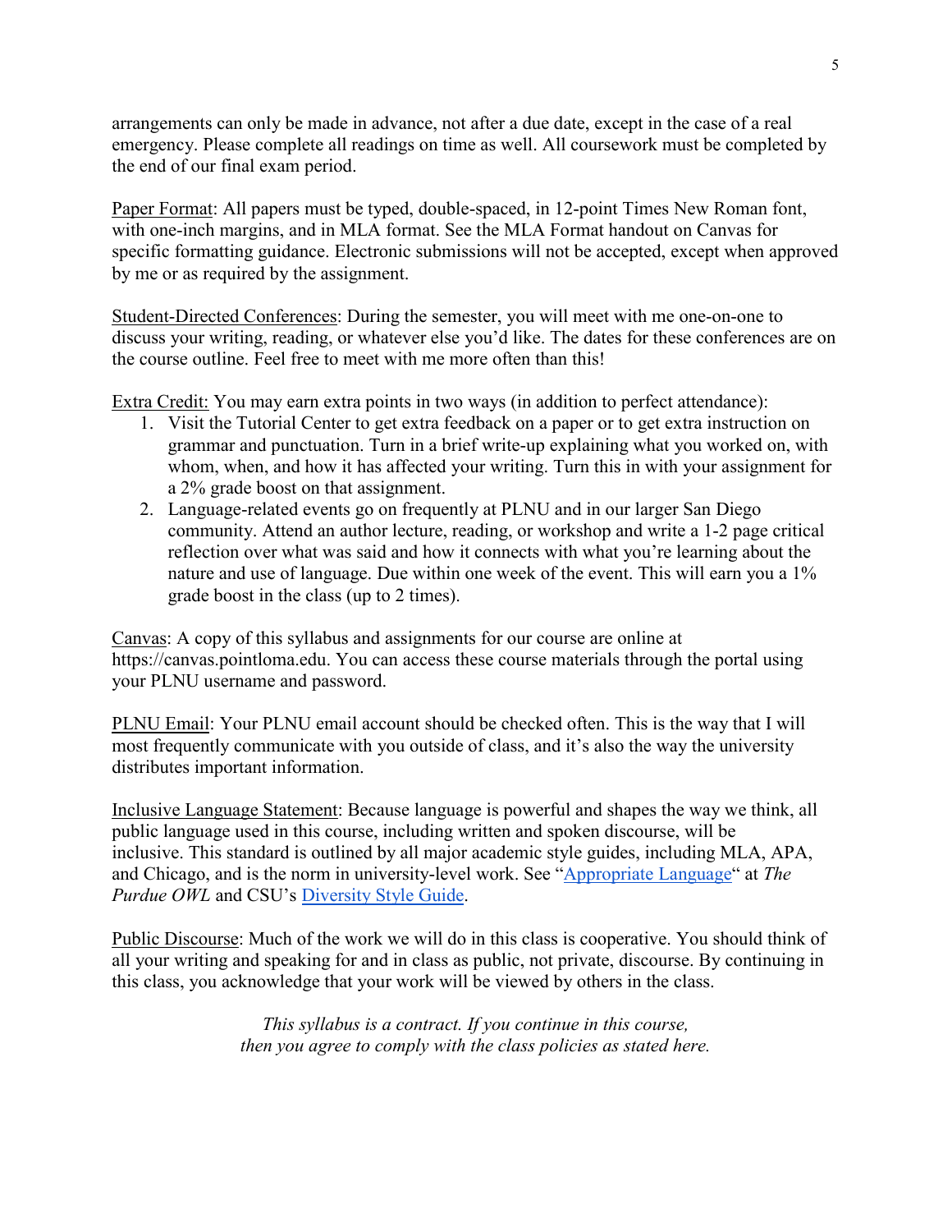arrangements can only be made in advance, not after a due date, except in the case of a real emergency. Please complete all readings on time as well. All coursework must be completed by the end of our final exam period.

<u>Paper Format</u>: All papers must be typed, double-spaced, in 12-point Times New Roman font, with one-inch margins, and in MLA format. See the MLA Format handout on Canvas for specific formatting guidance. Electronic submissions will not be accepted, except when approved by me or as required by the assignment.

<u>Student-Directed Conferences</u>: During the semester, you will meet with me one-on-one to discuss your writing, reading, or whatever else you'd like. The dates for these conferences are on the course outline. Feel free to meet with me more often than this!

<u>Extra Credit:</u> You may earn extra points in two ways (in addition to perfect attendance):

1. Visit the Tutorial Center to get extra feedback on a paper or to get extra instruction on grammar and punctuation. Turn in a brief write-up explaining what you worked on, with whom, when, and how it has affected your writing. Turn this in with your assignment for a 2% grade boost on that assignment.
2. Language-related events go on frequently at PLNU and in our larger San Diego community. Attend an author lecture, reading, or workshop and write a 1-2 page critical reflection over what was said and how it connects with what you're learning about the nature and use of language. Due within one week of the event. This will earn you a 1% grade boost in the class (up to 2 times).

<u>Canvas</u>: A copy of this syllabus and assignments for our course are online at https://canvas.pointloma.edu. You can access these course materials through the portal using your PLNU username and password.

<u>PLNU Email</u>: Your PLNU email account should be checked often. This is the way that I will most frequently communicate with you outside of class, and it's also the way the university distributes important information.

<u>Inclusive Language Statement</u>: Because language is powerful and shapes the way we think, all public language used in this course, including written and spoken discourse, will be inclusive. This standard is outlined by all major academic style guides, including MLA, APA, and Chicago, and is the norm in university-level work. See "Appropriate Language" at *The Purdue OWL* and CSU's Diversity Style Guide.

<u>Public Discourse</u>: Much of the work we will do in this class is cooperative. You should think of all your writing and speaking for and in class as public, not private, discourse. By continuing in this class, you acknowledge that your work will be viewed by others in the class.

*This syllabus is a contract. If you continue in this course, then you agree to comply with the class policies as stated here.*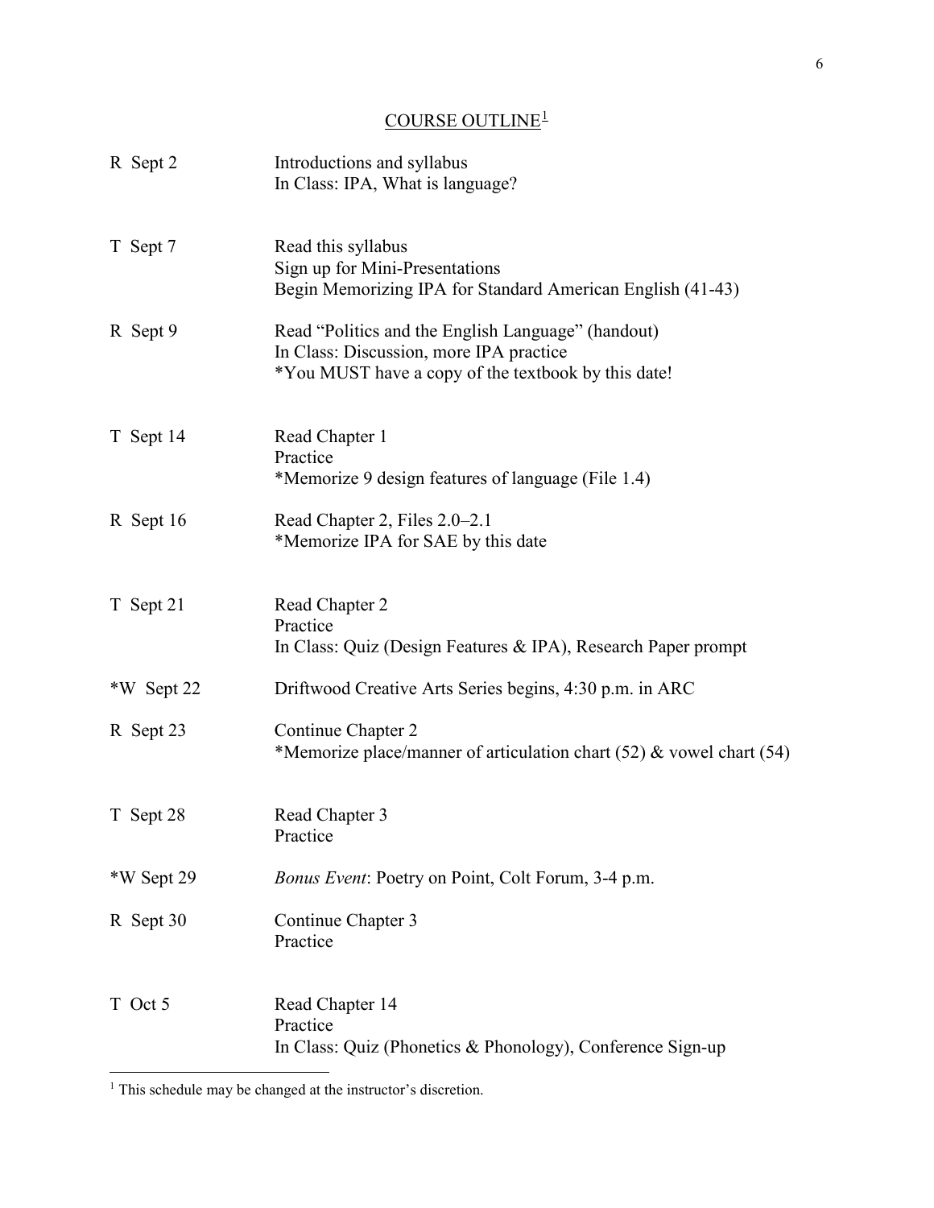## COURSE OUTLINE[1]

| | |
|---|---|
| R Sept 2 | Introductions and syllabus<br>In Class: IPA, What is language? |
| T Sept 7 | Read this syllabus<br>Sign up for Mini-Presentations<br>Begin Memorizing IPA for Standard American English (41-43) |
| R Sept 9 | Read "Politics and the English Language" (handout)<br>In Class: Discussion, more IPA practice<br>*You MUST have a copy of the textbook by this date! |
| T Sept 14 | Read Chapter 1<br>Practice<br>*Memorize 9 design features of language (File 1.4) |
| R Sept 16 | Read Chapter 2, Files 2.0–2.1<br>*Memorize IPA for SAE by this date |
| T Sept 21 | Read Chapter 2<br>Practice<br>In Class: Quiz (Design Features & IPA), Research Paper prompt |
| *W Sept 22 | Driftwood Creative Arts Series begins, 4:30 p.m. in ARC |
| R Sept 23 | Continue Chapter 2<br>*Memorize place/manner of articulation chart (52) & vowel chart (54) |
| T Sept 28 | Read Chapter 3<br>Practice |
| *W Sept 29 | *Bonus Event*: Poetry on Point, Colt Forum, 3-4 p.m. |
| R Sept 30 | Continue Chapter 3<br>Practice |
| T Oct 5 | Read Chapter 14<br>Practice<br>In Class: Quiz (Phonetics & Phonology), Conference Sign-up |

[1] This schedule may be changed at the instructor's discretion.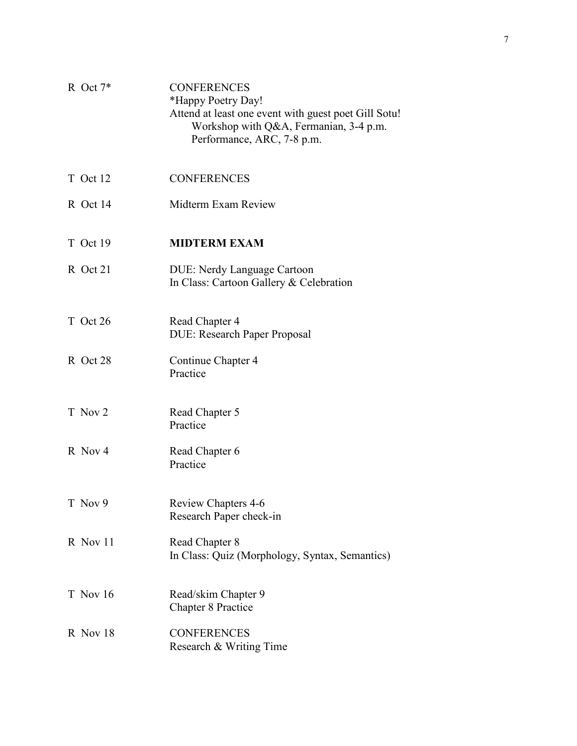| | |
|---|---|
| R Oct 7* | CONFERENCES<br>*Happy Poetry Day!<br>Attend at least one event with guest poet Gill Sotu!<br>Workshop with Q&A, Fermanian, 3-4 p.m.<br>Performance, ARC, 7-8 p.m. |
| T Oct 12 | CONFERENCES |
| R Oct 14 | Midterm Exam Review |
| T Oct 19 | **MIDTERM EXAM** |
| R Oct 21 | DUE: Nerdy Language Cartoon<br>In Class: Cartoon Gallery & Celebration |
| T Oct 26 | Read Chapter 4<br>DUE: Research Paper Proposal |
| R Oct 28 | Continue Chapter 4<br>Practice |
| T Nov 2 | Read Chapter 5<br>Practice |
| R Nov 4 | Read Chapter 6<br>Practice |
| T Nov 9 | Review Chapters 4-6<br>Research Paper check-in |
| R Nov 11 | Read Chapter 8<br>In Class: Quiz (Morphology, Syntax, Semantics) |
| T Nov 16 | Read/skim Chapter 9<br>Chapter 8 Practice |
| R Nov 18 | CONFERENCES<br>Research & Writing Time |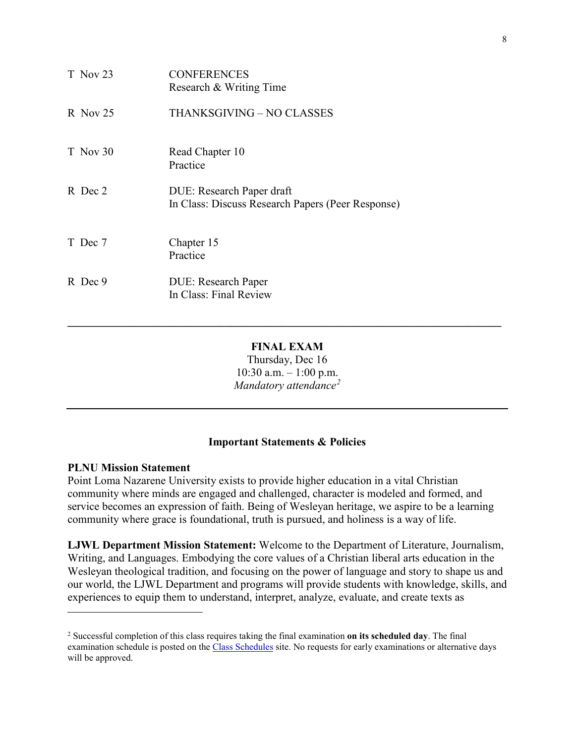| | |
|---|---|
| T Nov 23 | CONFERENCES<br>Research & Writing Time |
| R Nov 25 | THANKSGIVING – NO CLASSES |
| T Nov 30 | Read Chapter 10<br>Practice |
| R Dec 2 | DUE: Research Paper draft<br>In Class: Discuss Research Papers (Peer Response) |
| T Dec 7 | Chapter 15<br>Practice |
| R Dec 9 | DUE: Research Paper<br>In Class: Final Review |

---

**FINAL EXAM**

Thursday, Dec 16

10:30 a.m. – 1:00 p.m.

*Mandatory attendance*[2]

---

### Important Statements & Policies

**PLNU Mission Statement**

Point Loma Nazarene University exists to provide higher education in a vital Christian community where minds are engaged and challenged, character is modeled and formed, and service becomes an expression of faith. Being of Wesleyan heritage, we aspire to be a learning community where grace is foundational, truth is pursued, and holiness is a way of life.

**LJWL Department Mission Statement:** Welcome to the Department of Literature, Journalism, Writing, and Languages. Embodying the core values of a Christian liberal arts education in the Wesleyan theological tradition, and focusing on the power of language and story to shape us and our world, the LJWL Department and programs will provide students with knowledge, skills, and experiences to equip them to understand, interpret, analyze, evaluate, and create texts as

---

[2] Successful completion of this class requires taking the final examination **on its scheduled day**. The final examination schedule is posted on the Class Schedules site. No requests for early examinations or alternative days will be approved.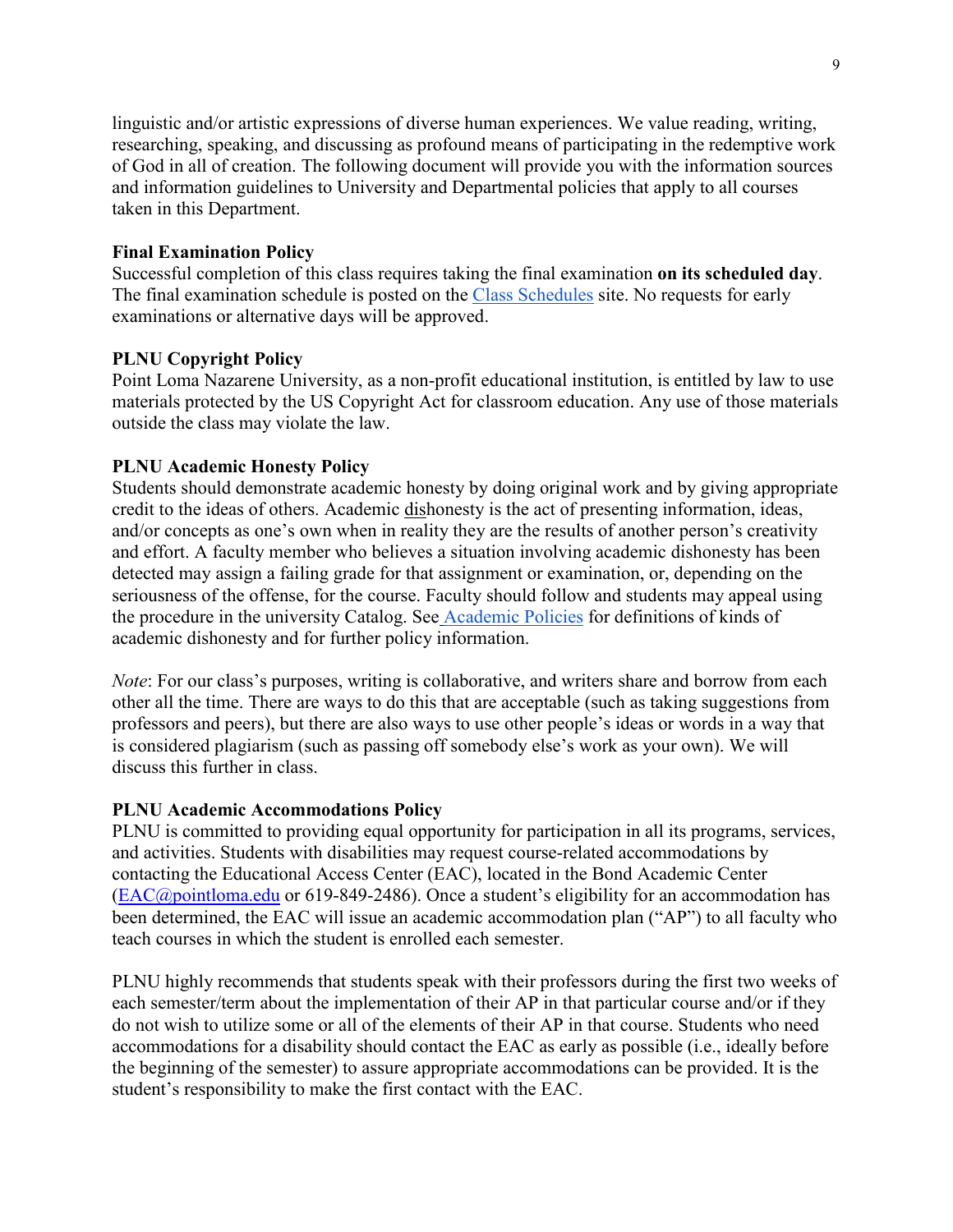linguistic and/or artistic expressions of diverse human experiences. We value reading, writing, researching, speaking, and discussing as profound means of participating in the redemptive work of God in all of creation. The following document will provide you with the information sources and information guidelines to University and Departmental policies that apply to all courses taken in this Department.

**Final Examination Policy**

Successful completion of this class requires taking the final examination **on its scheduled day**. The final examination schedule is posted on the Class Schedules site. No requests for early examinations or alternative days will be approved.

**PLNU Copyright Policy**

Point Loma Nazarene University, as a non-profit educational institution, is entitled by law to use materials protected by the US Copyright Act for classroom education. Any use of those materials outside the class may violate the law.

**PLNU Academic Honesty Policy**

Students should demonstrate academic honesty by doing original work and by giving appropriate credit to the ideas of others. Academic dishonesty is the act of presenting information, ideas, and/or concepts as one's own when in reality they are the results of another person's creativity and effort. A faculty member who believes a situation involving academic dishonesty has been detected may assign a failing grade for that assignment or examination, or, depending on the seriousness of the offense, for the course. Faculty should follow and students may appeal using the procedure in the university Catalog. See Academic Policies for definitions of kinds of academic dishonesty and for further policy information.

*Note*: For our class's purposes, writing is collaborative, and writers share and borrow from each other all the time. There are ways to do this that are acceptable (such as taking suggestions from professors and peers), but there are also ways to use other people's ideas or words in a way that is considered plagiarism (such as passing off somebody else's work as your own). We will discuss this further in class.

**PLNU Academic Accommodations Policy**

PLNU is committed to providing equal opportunity for participation in all its programs, services, and activities. Students with disabilities may request course-related accommodations by contacting the Educational Access Center (EAC), located in the Bond Academic Center (EAC@pointloma.edu or 619-849-2486). Once a student's eligibility for an accommodation has been determined, the EAC will issue an academic accommodation plan ("AP") to all faculty who teach courses in which the student is enrolled each semester.

PLNU highly recommends that students speak with their professors during the first two weeks of each semester/term about the implementation of their AP in that particular course and/or if they do not wish to utilize some or all of the elements of their AP in that course. Students who need accommodations for a disability should contact the EAC as early as possible (i.e., ideally before the beginning of the semester) to assure appropriate accommodations can be provided. It is the student's responsibility to make the first contact with the EAC.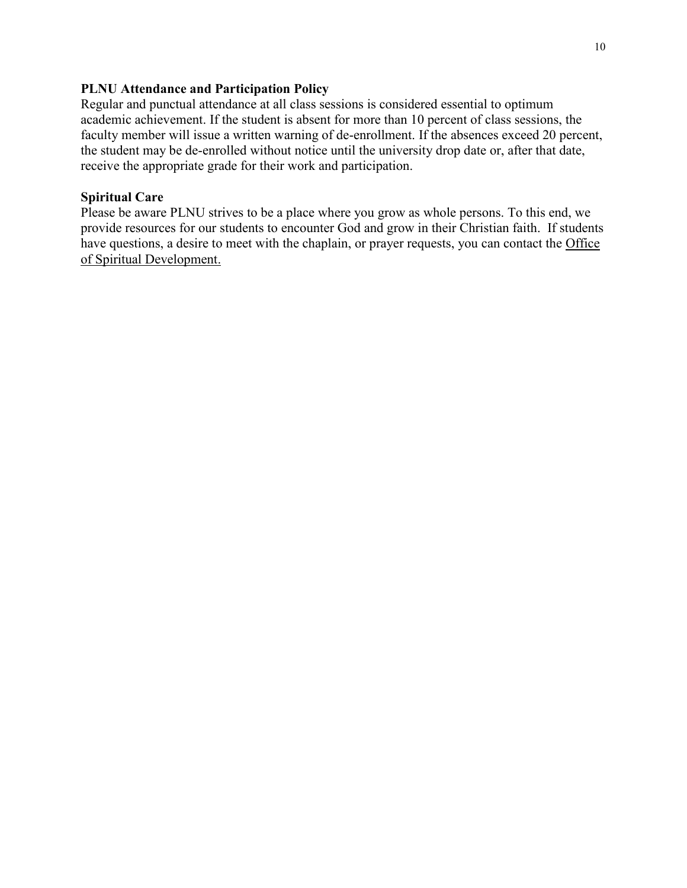**PLNU Attendance and Participation Policy**

Regular and punctual attendance at all class sessions is considered essential to optimum academic achievement. If the student is absent for more than 10 percent of class sessions, the faculty member will issue a written warning of de-enrollment. If the absences exceed 20 percent, the student may be de-enrolled without notice until the university drop date or, after that date, receive the appropriate grade for their work and participation.

**Spiritual Care**

Please be aware PLNU strives to be a place where you grow as whole persons. To this end, we provide resources for our students to encounter God and grow in their Christian faith. If students have questions, a desire to meet with the chaplain, or prayer requests, you can contact the Office of Spiritual Development.